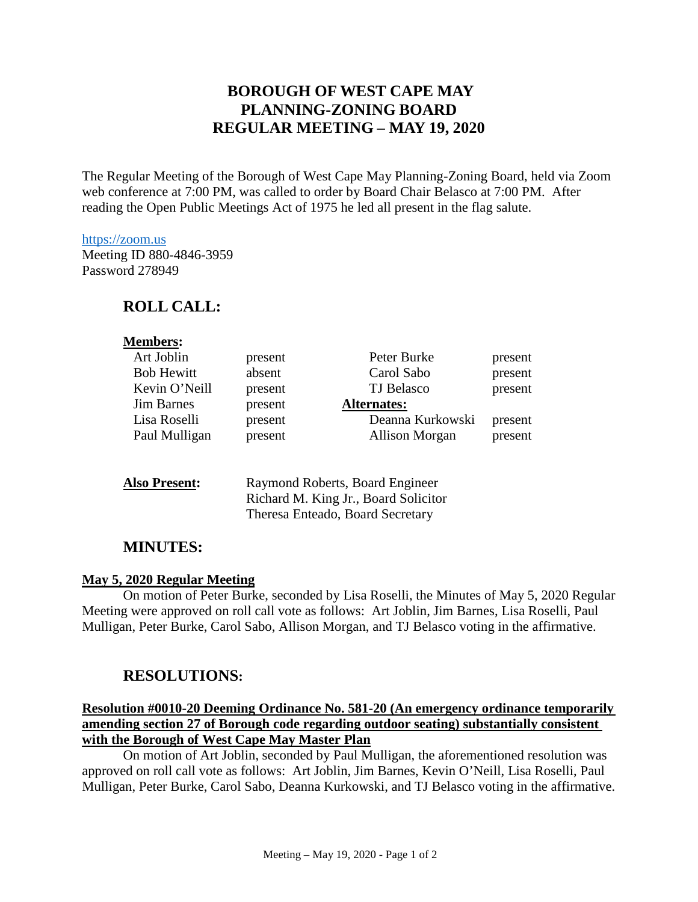# BOROUGH OF WEST CAPE MAY
# PLANNING-ZONING BOARD
# REGULAR MEETING – MAY 19, 2020

The Regular Meeting of the Borough of West Cape May Planning-Zoning Board, held via Zoom web conference at 7:00 PM, was called to order by Board Chair Belasco at 7:00 PM. After reading the Open Public Meetings Act of 1975 he led all present in the flag salute.

https://zoom.us
Meeting ID 880-4846-3959
Password 278949

## ROLL CALL:

**Members:**

| | | | |
|---|---|---|---|
| Art Joblin | present | Peter Burke | present |
| Bob Hewitt | absent | Carol Sabo | present |
| Kevin O'Neill | present | TJ Belasco | present |
| Jim Barnes | present | **Alternates:** | |
| Lisa Roselli | present | Deanna Kurkowski | present |
| Paul Mulligan | present | Allison Morgan | present |

**Also Present:** Raymond Roberts, Board Engineer
Richard M. King Jr., Board Solicitor
Theresa Enteado, Board Secretary

## MINUTES:

**May 5, 2020 Regular Meeting**

On motion of Peter Burke, seconded by Lisa Roselli, the Minutes of May 5, 2020 Regular Meeting were approved on roll call vote as follows: Art Joblin, Jim Barnes, Lisa Roselli, Paul Mulligan, Peter Burke, Carol Sabo, Allison Morgan, and TJ Belasco voting in the affirmative.

## RESOLUTIONS:

**Resolution #0010-20 Deeming Ordinance No. 581-20 (An emergency ordinance temporarily amending section 27 of Borough code regarding outdoor seating) substantially consistent with the Borough of West Cape May Master Plan**

On motion of Art Joblin, seconded by Paul Mulligan, the aforementioned resolution was approved on roll call vote as follows: Art Joblin, Jim Barnes, Kevin O'Neill, Lisa Roselli, Paul Mulligan, Peter Burke, Carol Sabo, Deanna Kurkowski, and TJ Belasco voting in the affirmative.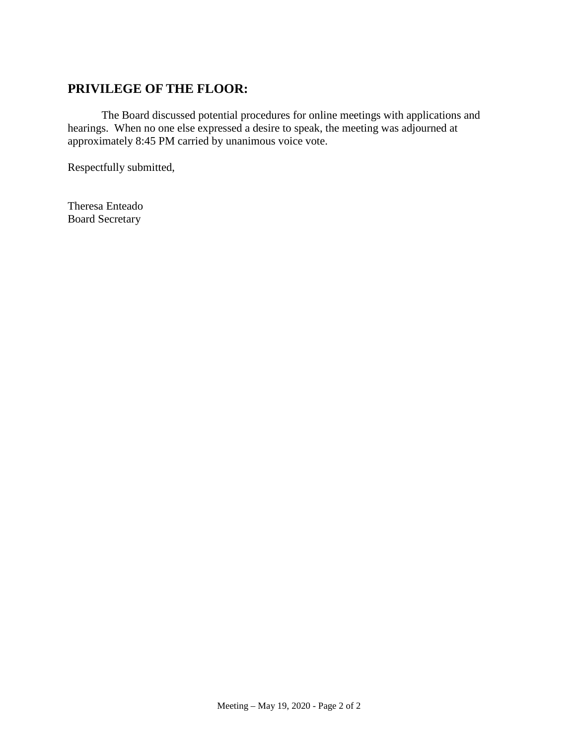## PRIVILEGE OF THE FLOOR:

The Board discussed potential procedures for online meetings with applications and hearings. When no one else expressed a desire to speak, the meeting was adjourned at approximately 8:45 PM carried by unanimous voice vote.

Respectfully submitted,

Theresa Enteado
Board Secretary